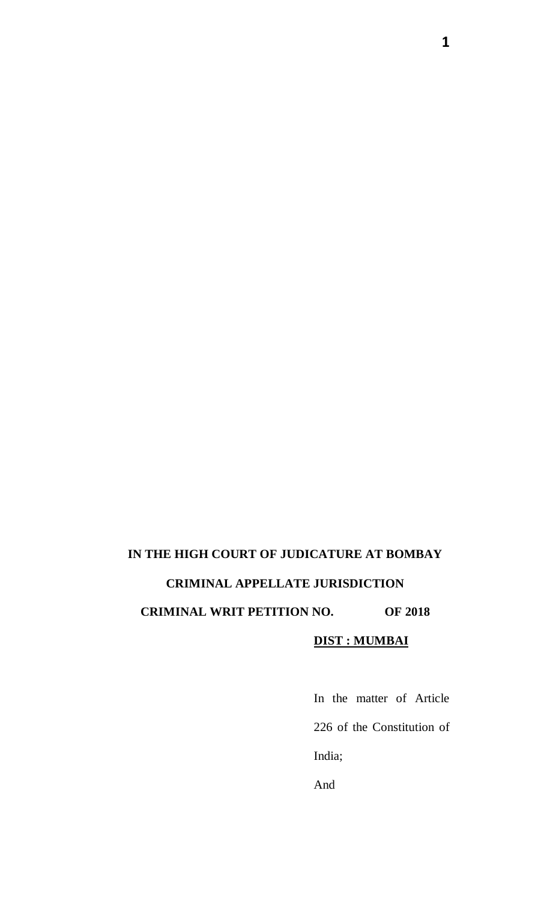**IN THE HIGH COURT OF JUDICATURE AT BOMBAY**

**CRIMINAL APPELLATE JURISDICTION**

**CRIMINAL WRIT PETITION NO. OF 2018**

**DIST : MUMBAI**

In the matter of Article 226 of the Constitution of India;

And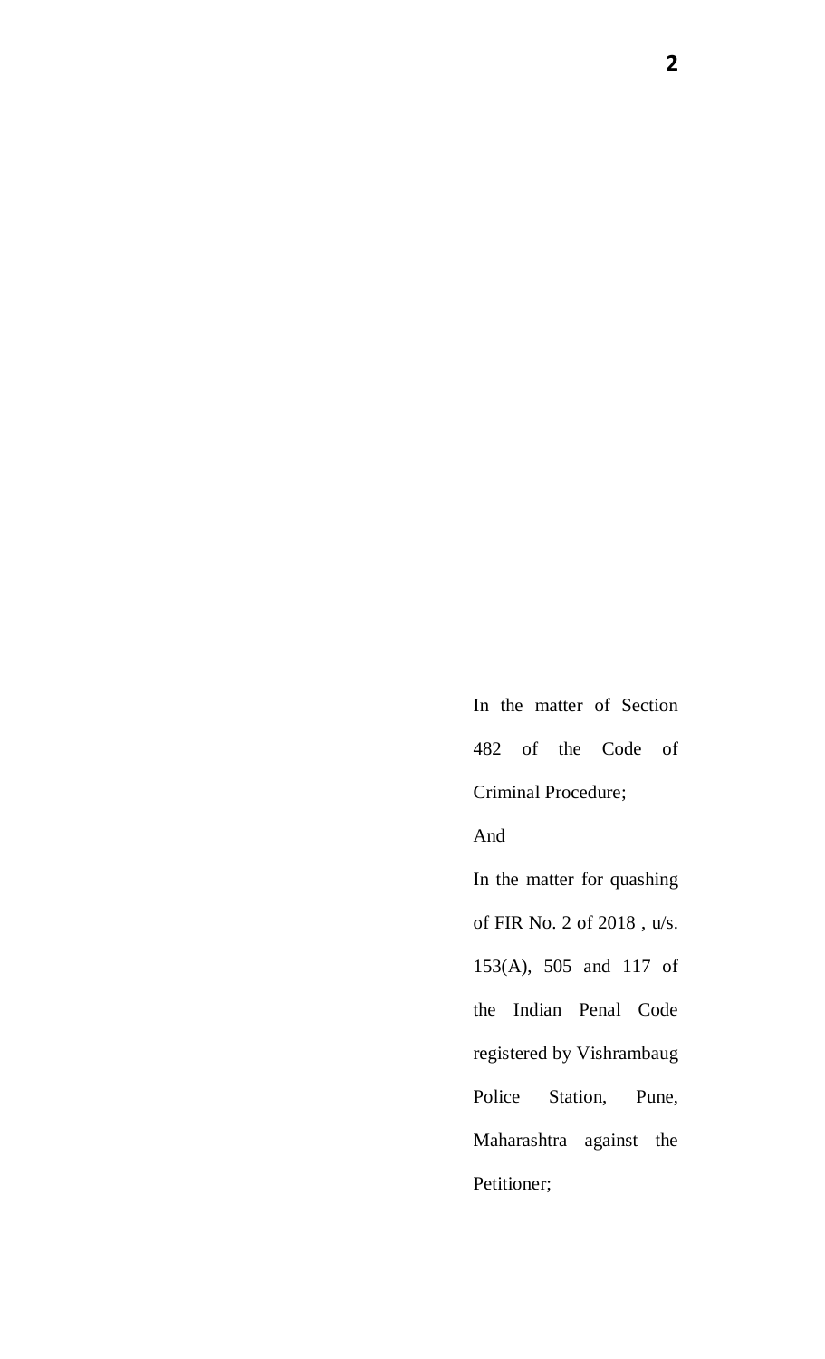In the matter of Section 482 of the Code of Criminal Procedure;

And

In the matter for quashing of FIR No. 2 of 2018 , u/s. 153(A), 505 and 117 of the Indian Penal Code registered by Vishrambaug Police Station, Pune, Maharashtra against the Petitioner;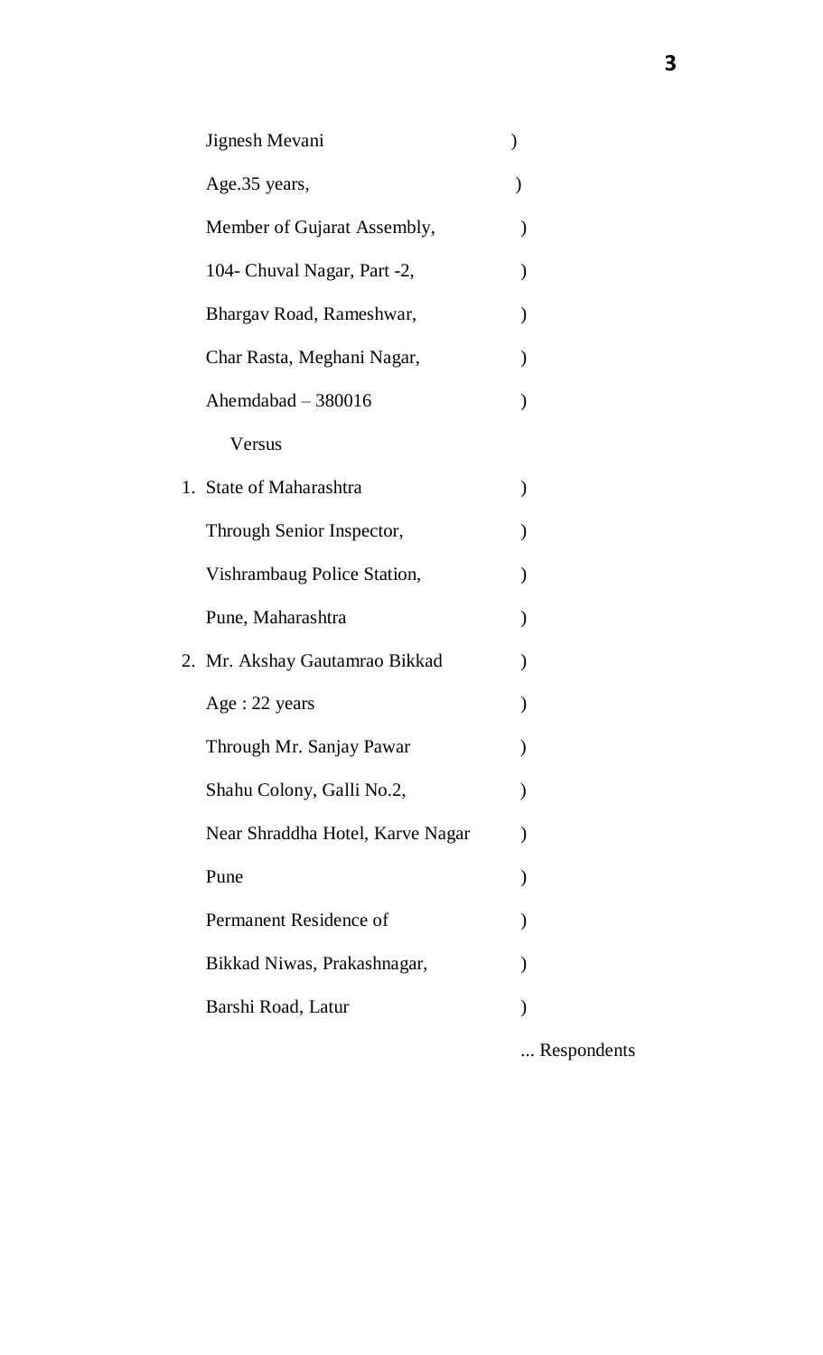Jignesh Mevani )

Age.35 years, )

Member of Gujarat Assembly, )

104- Chuval Nagar, Part -2, )

Bhargav Road, Rameshwar, )

Char Rasta, Meghani Nagar, )

Ahemdabad – 380016 )

Versus

1. State of Maharashtra )

   Through Senior Inspector, )

   Vishrambaug Police Station, )

   Pune, Maharashtra )

2. Mr. Akshay Gautamrao Bikkad )

   Age : 22 years )

   Through Mr. Sanjay Pawar )

   Shahu Colony, Galli No.2, )

   Near Shraddha Hotel, Karve Nagar )

   Pune )

   Permanent Residence of )

   Bikkad Niwas, Prakashnagar, )

   Barshi Road, Latur )

... Respondents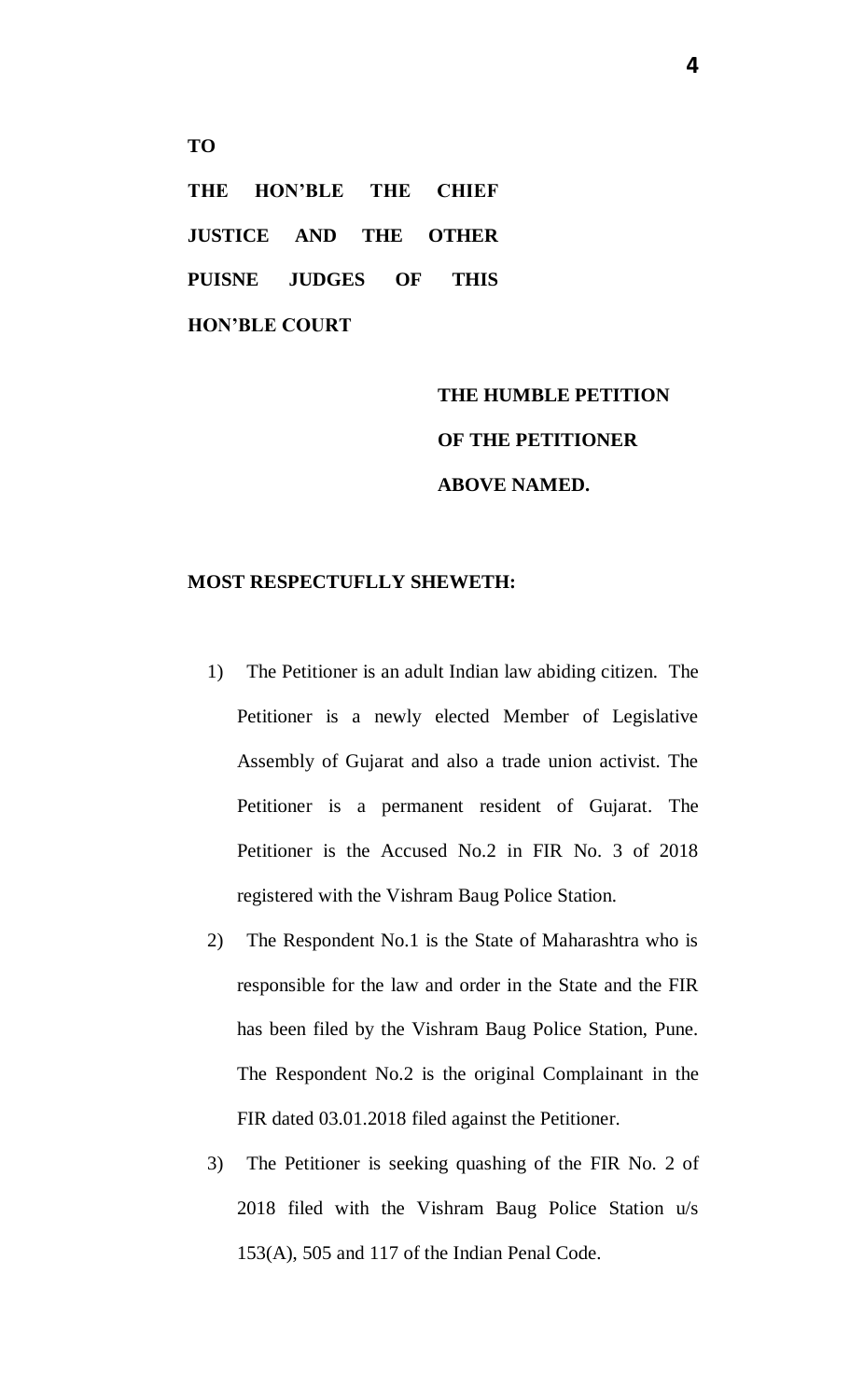**TO**

**THE HON'BLE THE CHIEF JUSTICE AND THE OTHER PUISNE JUDGES OF THIS HON'BLE COURT**

**THE HUMBLE PETITION OF THE PETITIONER ABOVE NAMED.**

**MOST RESPECTUFLLY SHEWETH:**

1) The Petitioner is an adult Indian law abiding citizen. The Petitioner is a newly elected Member of Legislative Assembly of Gujarat and also a trade union activist. The Petitioner is a permanent resident of Gujarat. The Petitioner is the Accused No.2 in FIR No. 3 of 2018 registered with the Vishram Baug Police Station.

2) The Respondent No.1 is the State of Maharashtra who is responsible for the law and order in the State and the FIR has been filed by the Vishram Baug Police Station, Pune. The Respondent No.2 is the original Complainant in the FIR dated 03.01.2018 filed against the Petitioner.

3) The Petitioner is seeking quashing of the FIR No. 2 of 2018 filed with the Vishram Baug Police Station u/s 153(A), 505 and 117 of the Indian Penal Code.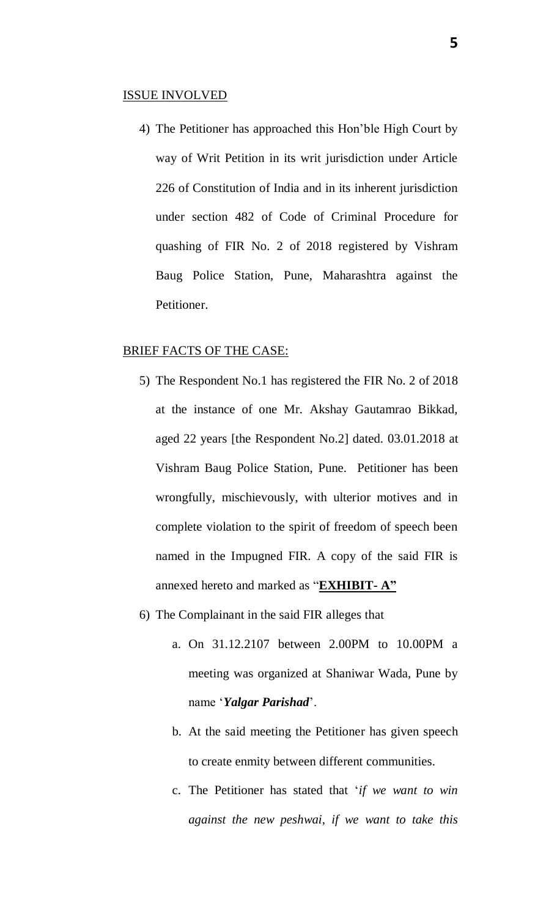<u>ISSUE INVOLVED</u>

4) The Petitioner has approached this Hon'ble High Court by way of Writ Petition in its writ jurisdiction under Article 226 of Constitution of India and in its inherent jurisdiction under section 482 of Code of Criminal Procedure for quashing of FIR No. 2 of 2018 registered by Vishram Baug Police Station, Pune, Maharashtra against the Petitioner.

<u>BRIEF FACTS OF THE CASE:</u>

5) The Respondent No.1 has registered the FIR No. 2 of 2018 at the instance of one Mr. Akshay Gautamrao Bikkad, aged 22 years [the Respondent No.2] dated. 03.01.2018 at Vishram Baug Police Station, Pune. Petitioner has been wrongfully, mischievously, with ulterior motives and in complete violation to the spirit of freedom of speech been named in the Impugned FIR. A copy of the said FIR is annexed hereto and marked as "**<u>EXHIBIT- A"</u>**

6) The Complainant in the said FIR alleges that

   a. On 31.12.2107 between 2.00PM to 10.00PM a meeting was organized at Shaniwar Wada, Pune by name '***Yalgar Parishad***'.

   b. At the said meeting the Petitioner has given speech to create enmity between different communities.

   c. The Petitioner has stated that '*if we want to win against the new peshwai, if we want to take this*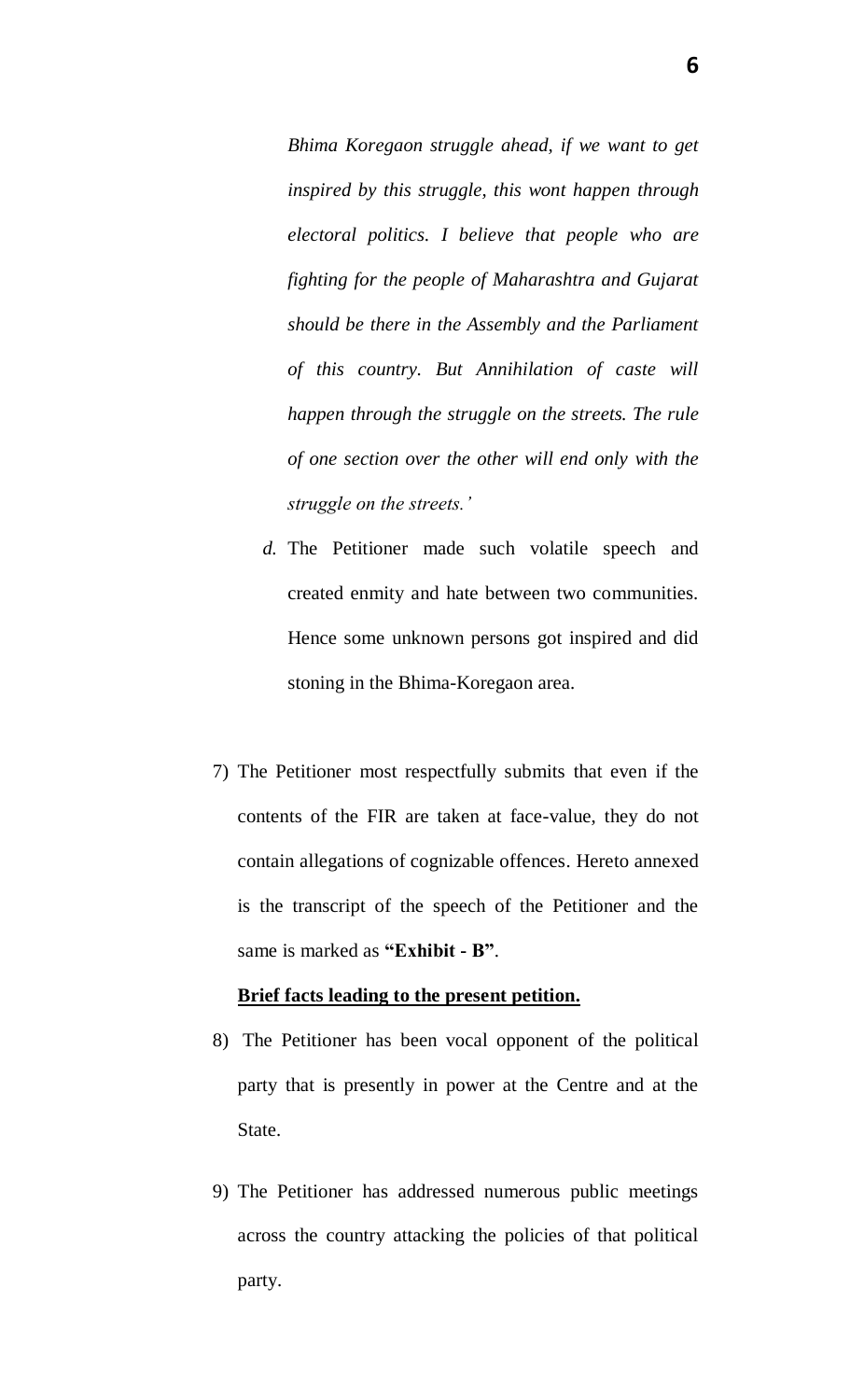*Bhima Koregaon struggle ahead, if we want to get inspired by this struggle, this wont happen through electoral politics. I believe that people who are fighting for the people of Maharashtra and Gujarat should be there in the Assembly and the Parliament of this country. But Annihilation of caste will happen through the struggle on the streets. The rule of one section over the other will end only with the struggle on the streets.'*

*d.* The Petitioner made such volatile speech and created enmity and hate between two communities. Hence some unknown persons got inspired and did stoning in the Bhima-Koregaon area.

7) The Petitioner most respectfully submits that even if the contents of the FIR are taken at face-value, they do not contain allegations of cognizable offences. Hereto annexed is the transcript of the speech of the Petitioner and the same is marked as **"Exhibit - B"**.

**Brief facts leading to the present petition.**

8) The Petitioner has been vocal opponent of the political party that is presently in power at the Centre and at the State.

9) The Petitioner has addressed numerous public meetings across the country attacking the policies of that political party.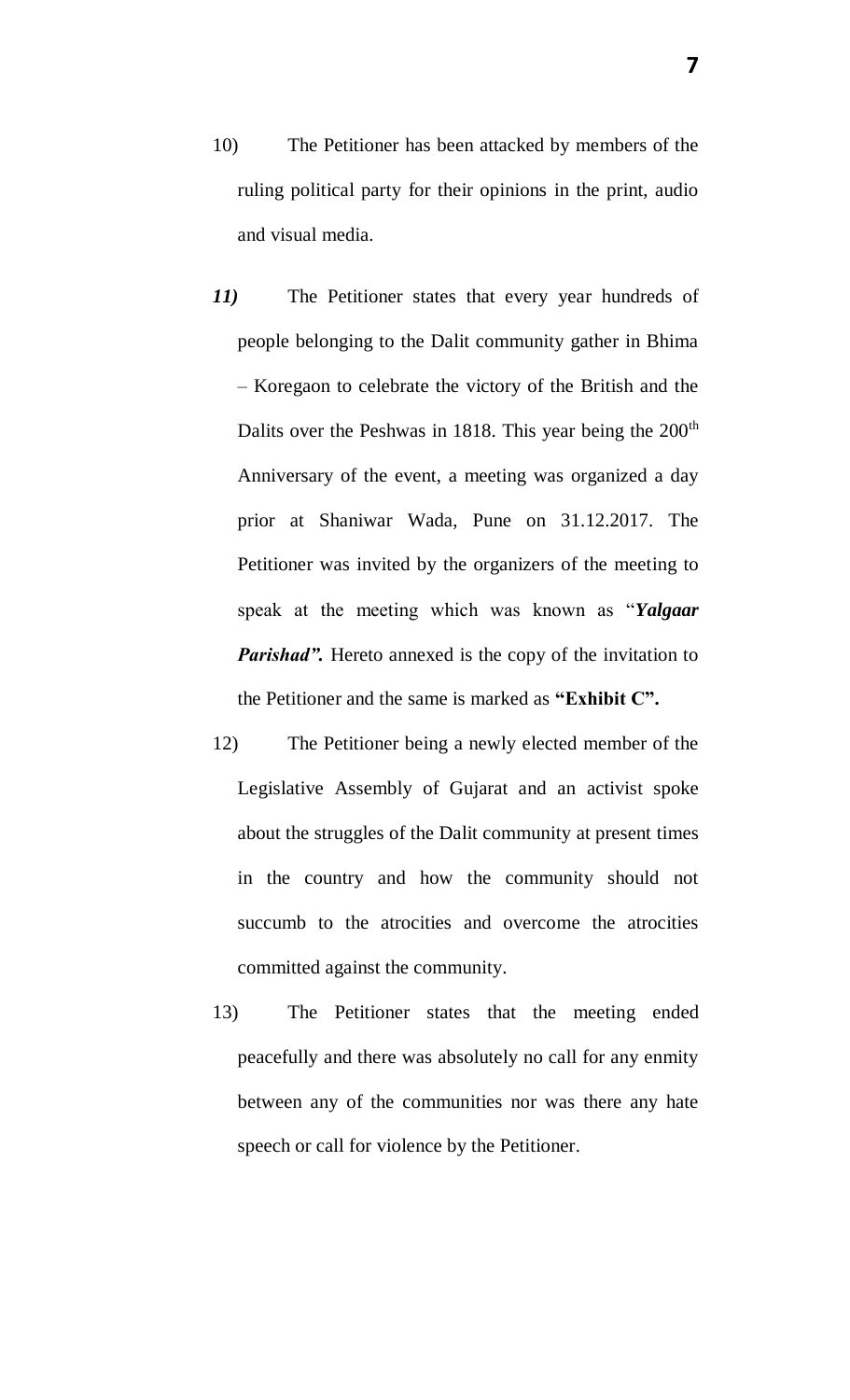10) The Petitioner has been attacked by members of the ruling political party for their opinions in the print, audio and visual media.

***11)*** The Petitioner states that every year hundreds of people belonging to the Dalit community gather in Bhima – Koregaon to celebrate the victory of the British and the Dalits over the Peshwas in 1818. This year being the 200th Anniversary of the event, a meeting was organized a day prior at Shaniwar Wada, Pune on 31.12.2017. The Petitioner was invited by the organizers of the meeting to speak at the meeting which was known as "***Yalgaar Parishad".*** Hereto annexed is the copy of the invitation to the Petitioner and the same is marked as **"Exhibit C".**

12) The Petitioner being a newly elected member of the Legislative Assembly of Gujarat and an activist spoke about the struggles of the Dalit community at present times in the country and how the community should not succumb to the atrocities and overcome the atrocities committed against the community.

13) The Petitioner states that the meeting ended peacefully and there was absolutely no call for any enmity between any of the communities nor was there any hate speech or call for violence by the Petitioner.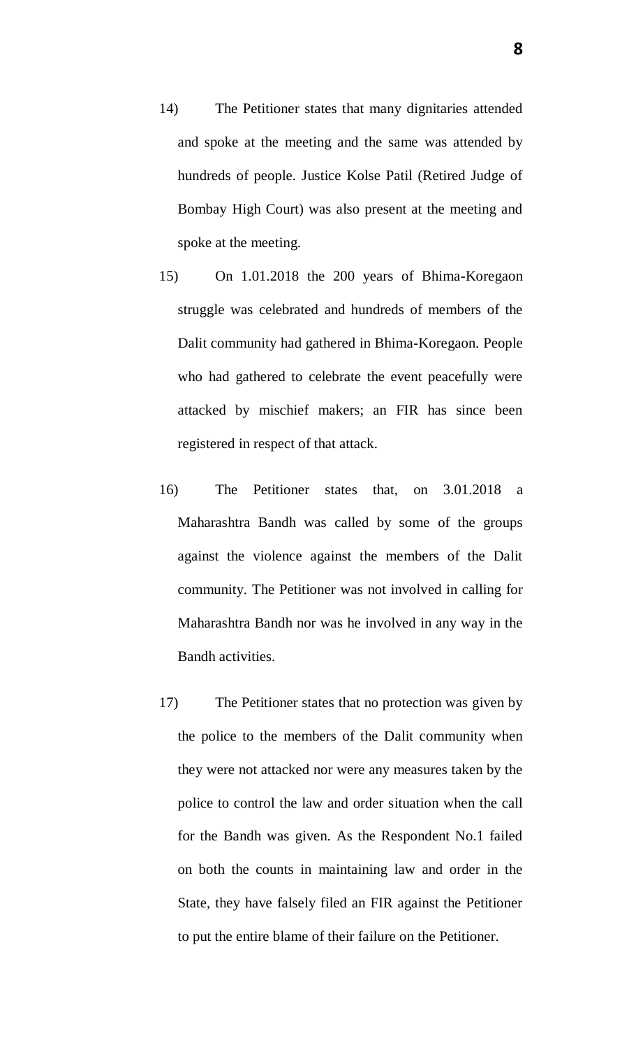14) The Petitioner states that many dignitaries attended and spoke at the meeting and the same was attended by hundreds of people. Justice Kolse Patil (Retired Judge of Bombay High Court) was also present at the meeting and spoke at the meeting.

15) On 1.01.2018 the 200 years of Bhima-Koregaon struggle was celebrated and hundreds of members of the Dalit community had gathered in Bhima-Koregaon. People who had gathered to celebrate the event peacefully were attacked by mischief makers; an FIR has since been registered in respect of that attack.

16) The Petitioner states that, on 3.01.2018 a Maharashtra Bandh was called by some of the groups against the violence against the members of the Dalit community. The Petitioner was not involved in calling for Maharashtra Bandh nor was he involved in any way in the Bandh activities.

17) The Petitioner states that no protection was given by the police to the members of the Dalit community when they were not attacked nor were any measures taken by the police to control the law and order situation when the call for the Bandh was given. As the Respondent No.1 failed on both the counts in maintaining law and order in the State, they have falsely filed an FIR against the Petitioner to put the entire blame of their failure on the Petitioner.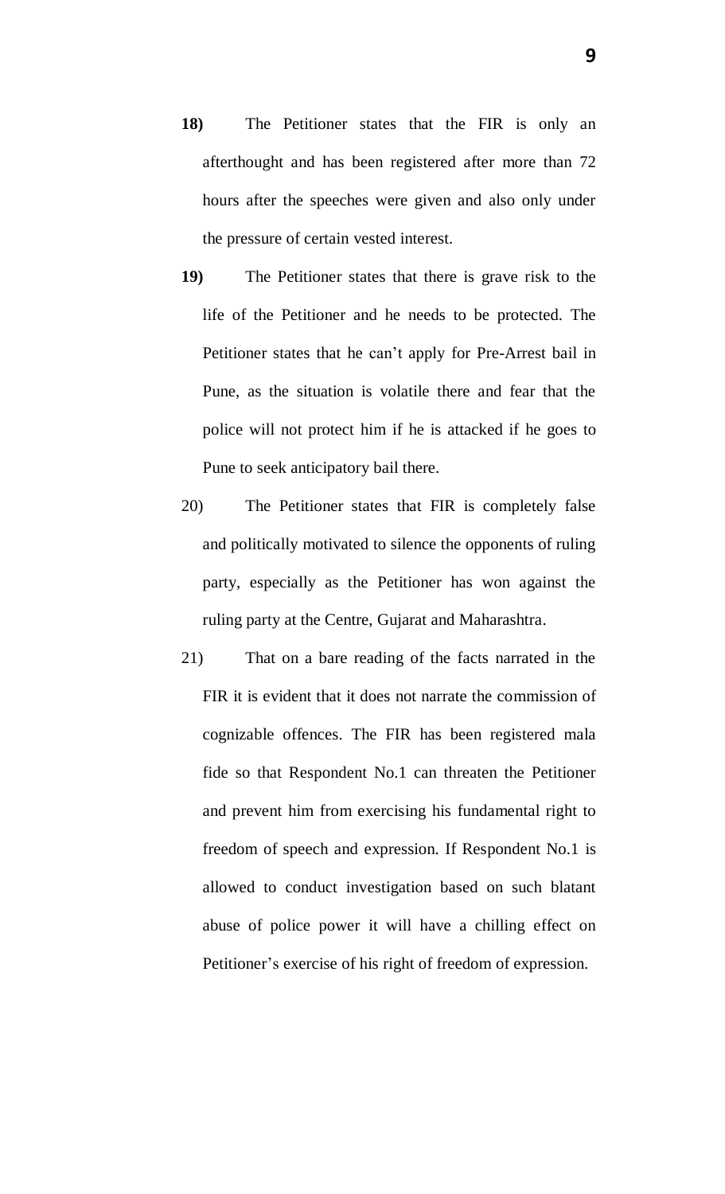**18)** The Petitioner states that the FIR is only an afterthought and has been registered after more than 72 hours after the speeches were given and also only under the pressure of certain vested interest.

**19)** The Petitioner states that there is grave risk to the life of the Petitioner and he needs to be protected. The Petitioner states that he can't apply for Pre-Arrest bail in Pune, as the situation is volatile there and fear that the police will not protect him if he is attacked if he goes to Pune to seek anticipatory bail there.

20) The Petitioner states that FIR is completely false and politically motivated to silence the opponents of ruling party, especially as the Petitioner has won against the ruling party at the Centre, Gujarat and Maharashtra.

21) That on a bare reading of the facts narrated in the FIR it is evident that it does not narrate the commission of cognizable offences. The FIR has been registered mala fide so that Respondent No.1 can threaten the Petitioner and prevent him from exercising his fundamental right to freedom of speech and expression. If Respondent No.1 is allowed to conduct investigation based on such blatant abuse of police power it will have a chilling effect on Petitioner's exercise of his right of freedom of expression.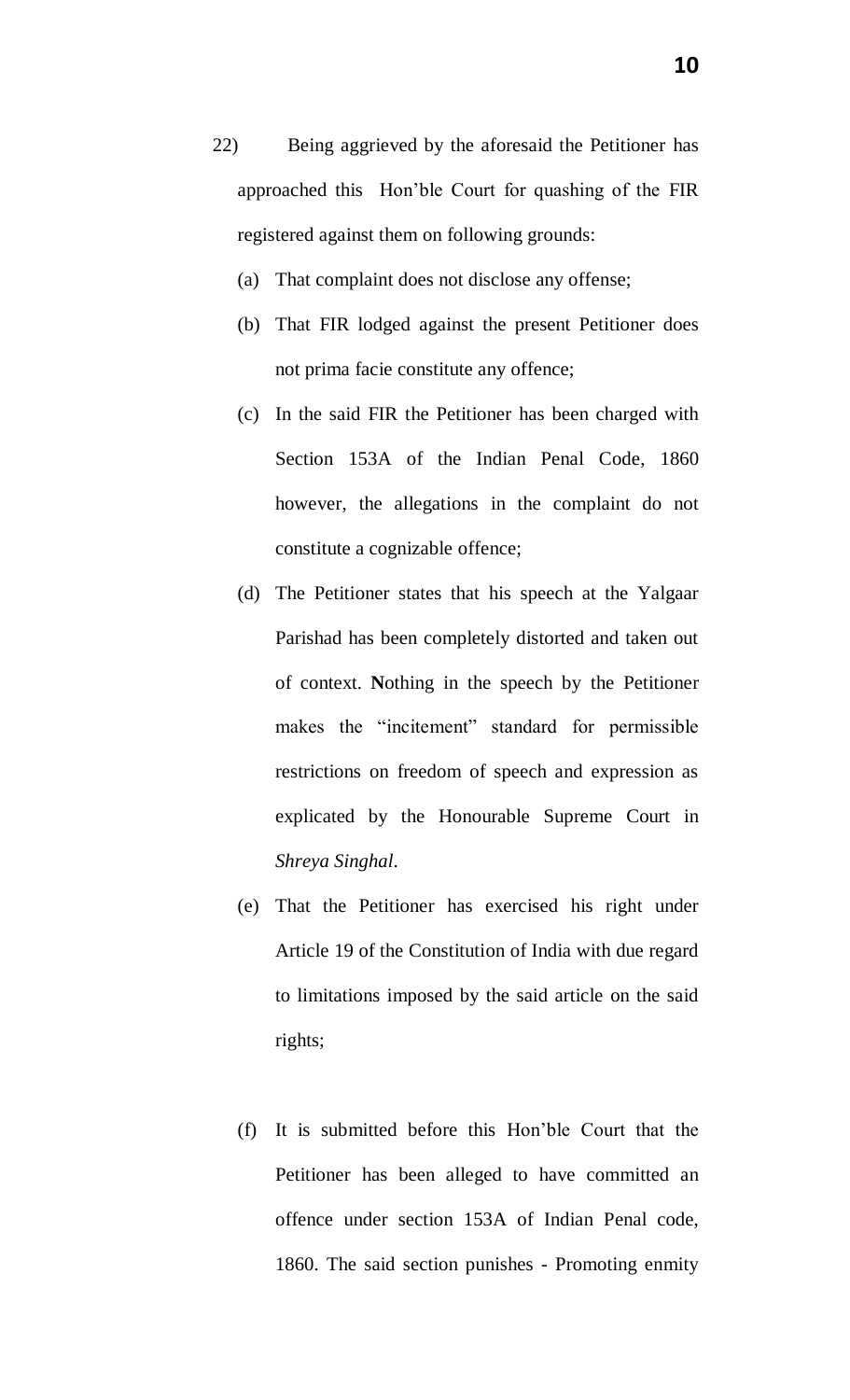22) Being aggrieved by the aforesaid the Petitioner has approached this Hon'ble Court for quashing of the FIR registered against them on following grounds:

(a) That complaint does not disclose any offense;

(b) That FIR lodged against the present Petitioner does not prima facie constitute any offence;

(c) In the said FIR the Petitioner has been charged with Section 153A of the Indian Penal Code, 1860 however, the allegations in the complaint do not constitute a cognizable offence;

(d) The Petitioner states that his speech at the Yalgaar Parishad has been completely distorted and taken out of context. **N**othing in the speech by the Petitioner makes the "incitement" standard for permissible restrictions on freedom of speech and expression as explicated by the Honourable Supreme Court in *Shreya Singhal*.

(e) That the Petitioner has exercised his right under Article 19 of the Constitution of India with due regard to limitations imposed by the said article on the said rights;

(f) It is submitted before this Hon'ble Court that the Petitioner has been alleged to have committed an offence under section 153A of Indian Penal code, 1860. The said section punishes - Promoting enmity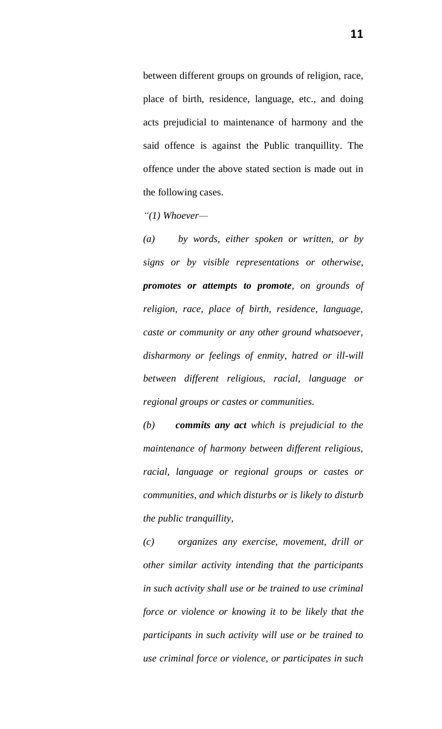between different groups on grounds of religion, race, place of birth, residence, language, etc., and doing acts prejudicial to maintenance of harmony and the said offence is against the Public tranquillity. The offence under the above stated section is made out in the following cases.

*"(1) Whoever—*

*(a) by words, either spoken or written, or by signs or by visible representations or otherwise, **promotes or attempts to promote**, on grounds of religion, race, place of birth, residence, language, caste or community or any other ground whatsoever, disharmony or feelings of enmity, hatred or ill-will between different religious, racial, language or regional groups or castes or communities.*

*(b) **commits any act** which is prejudicial to the maintenance of harmony between different religious, racial, language or regional groups or castes or communities, and which disturbs or is likely to disturb the public tranquillity,*

*(c) organizes any exercise, movement, drill or other similar activity intending that the participants in such activity shall use or be trained to use criminal force or violence or knowing it to be likely that the participants in such activity will use or be trained to use criminal force or violence, or participates in such*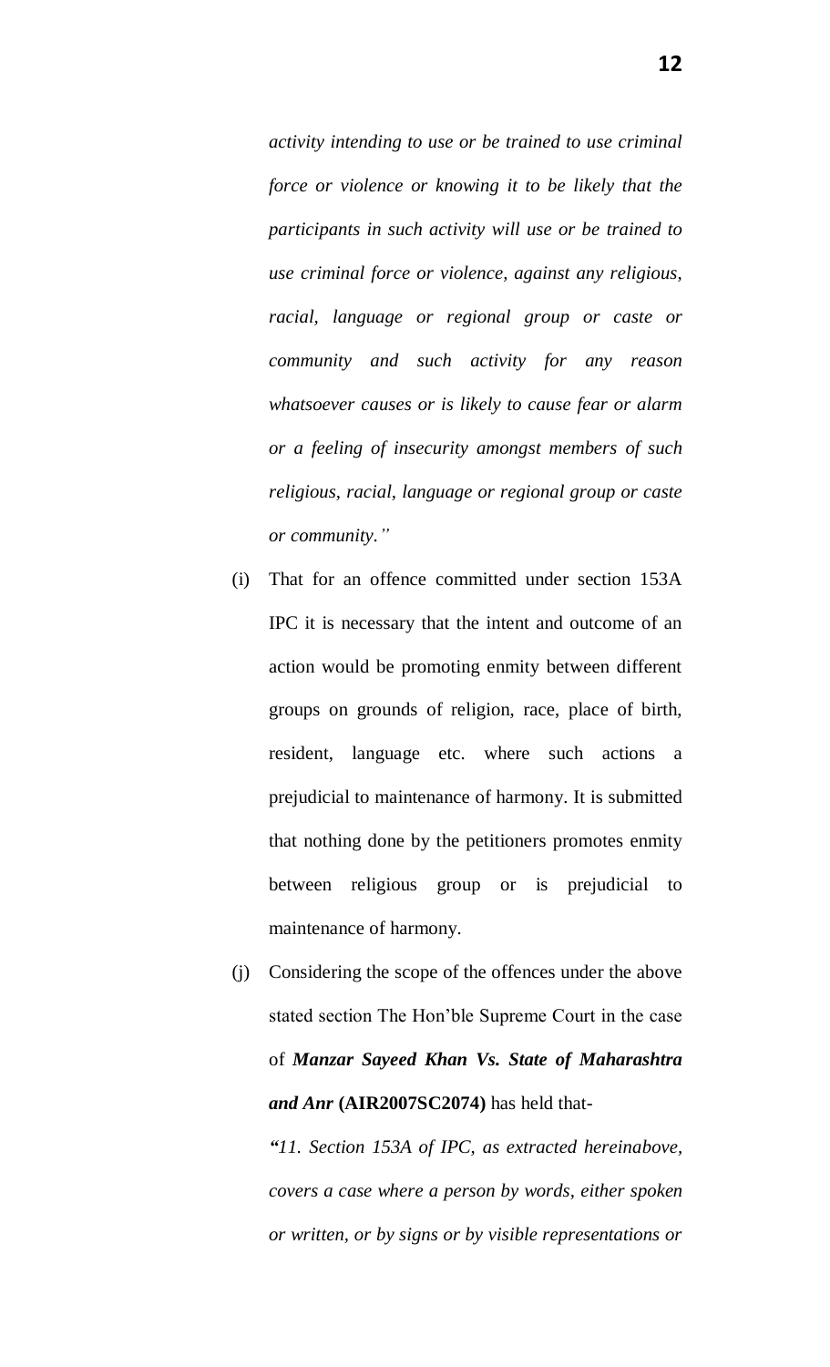*activity intending to use or be trained to use criminal force or violence or knowing it to be likely that the participants in such activity will use or be trained to use criminal force or violence, against any religious, racial, language or regional group or caste or community and such activity for any reason whatsoever causes or is likely to cause fear or alarm or a feeling of insecurity amongst members of such religious, racial, language or regional group or caste or community."*

(i) That for an offence committed under section 153A IPC it is necessary that the intent and outcome of an action would be promoting enmity between different groups on grounds of religion, race, place of birth, resident, language etc. where such actions a prejudicial to maintenance of harmony. It is submitted that nothing done by the petitioners promotes enmity between religious group or is prejudicial to maintenance of harmony.

(j) Considering the scope of the offences under the above stated section The Hon'ble Supreme Court in the case of ***Manzar Sayeed Khan Vs. State of Maharashtra and Anr*** **(AIR2007SC2074)** has held that-

*"11. Section 153A of IPC, as extracted hereinabove, covers a case where a person by words, either spoken or written, or by signs or by visible representations or*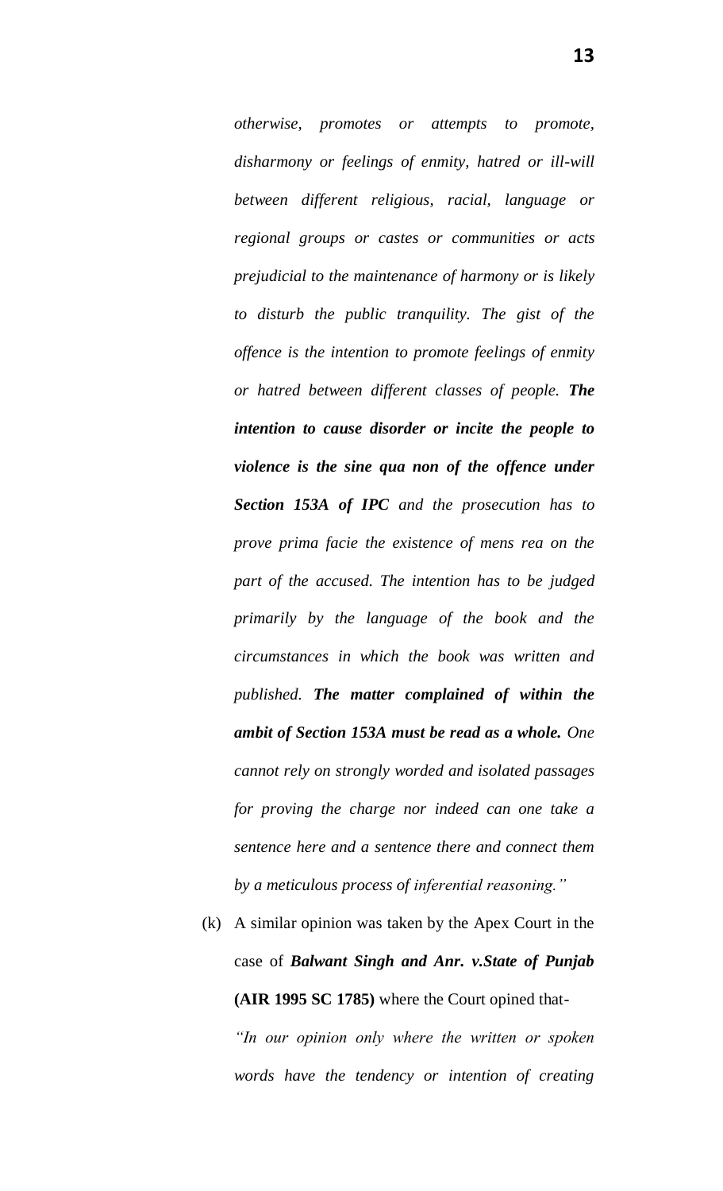*otherwise, promotes or attempts to promote, disharmony or feelings of enmity, hatred or ill-will between different religious, racial, language or regional groups or castes or communities or acts prejudicial to the maintenance of harmony or is likely to disturb the public tranquility. The gist of the offence is the intention to promote feelings of enmity or hatred between different classes of people.* ***The intention to cause disorder or incite the people to violence is the sine qua non of the offence under Section 153A of IPC*** *and the prosecution has to prove prima facie the existence of mens rea on the part of the accused. The intention has to be judged primarily by the language of the book and the circumstances in which the book was written and published.* ***The matter complained of within the ambit of Section 153A must be read as a whole.*** *One cannot rely on strongly worded and isolated passages for proving the charge nor indeed can one take a sentence here and a sentence there and connect them by a meticulous process of inferential reasoning."*

(k) A similar opinion was taken by the Apex Court in the case of ***Balwant Singh and Anr. v.State of Punjab*** **(AIR 1995 SC 1785)** where the Court opined that-

*"In our opinion only where the written or spoken words have the tendency or intention of creating*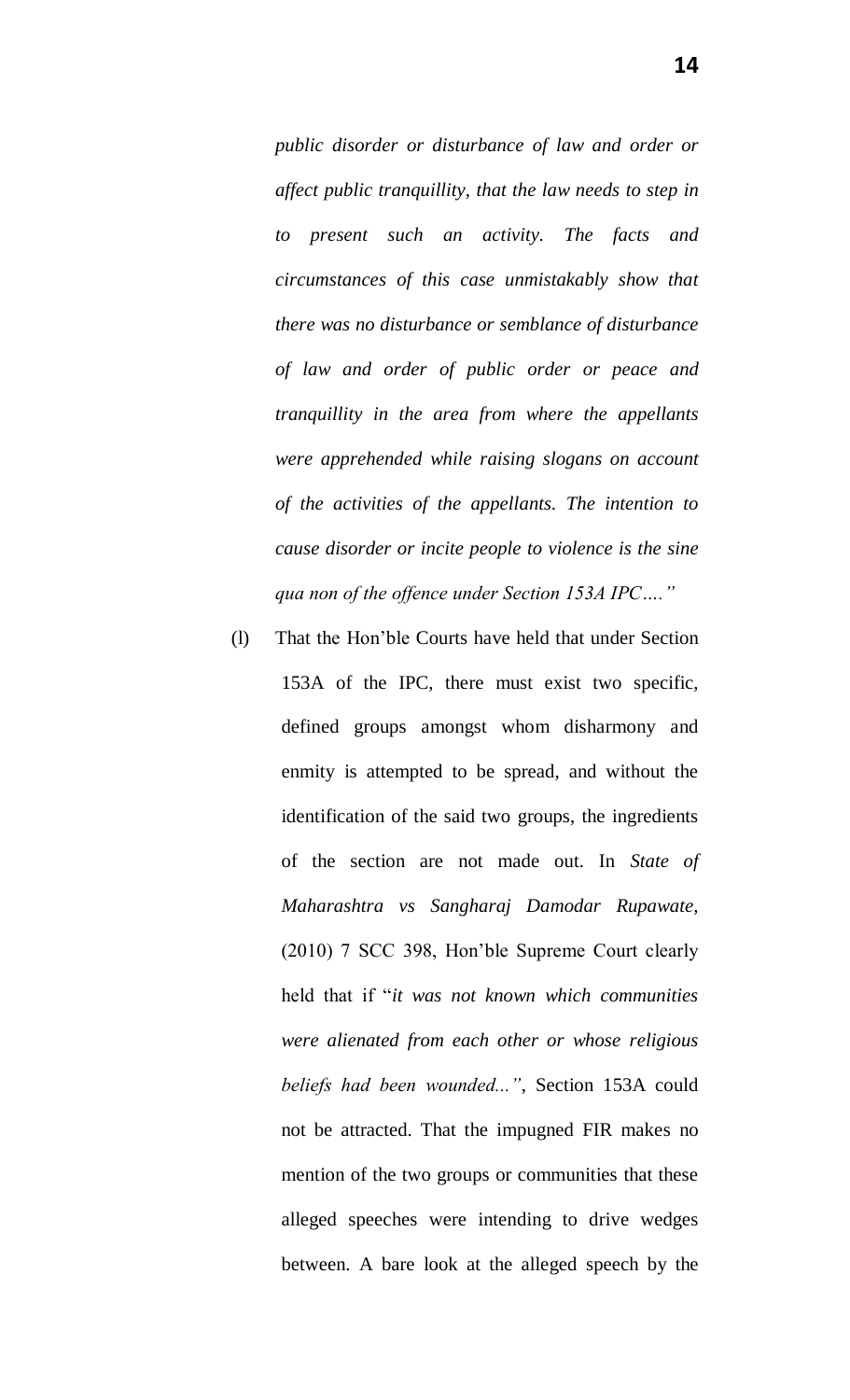*public disorder or disturbance of law and order or affect public tranquillity, that the law needs to step in to present such an activity. The facts and circumstances of this case unmistakably show that there was no disturbance or semblance of disturbance of law and order of public order or peace and tranquillity in the area from where the appellants were apprehended while raising slogans on account of the activities of the appellants. The intention to cause disorder or incite people to violence is the sine qua non of the offence under Section 153A IPC…."*

(l) That the Hon'ble Courts have held that under Section 153A of the IPC, there must exist two specific, defined groups amongst whom disharmony and enmity is attempted to be spread, and without the identification of the said two groups, the ingredients of the section are not made out. In *State of Maharashtra vs Sangharaj Damodar Rupawate*, (2010) 7 SCC 398, Hon'ble Supreme Court clearly held that if "*it was not known which communities were alienated from each other or whose religious beliefs had been wounded...*", Section 153A could not be attracted. That the impugned FIR makes no mention of the two groups or communities that these alleged speeches were intending to drive wedges between. A bare look at the alleged speech by the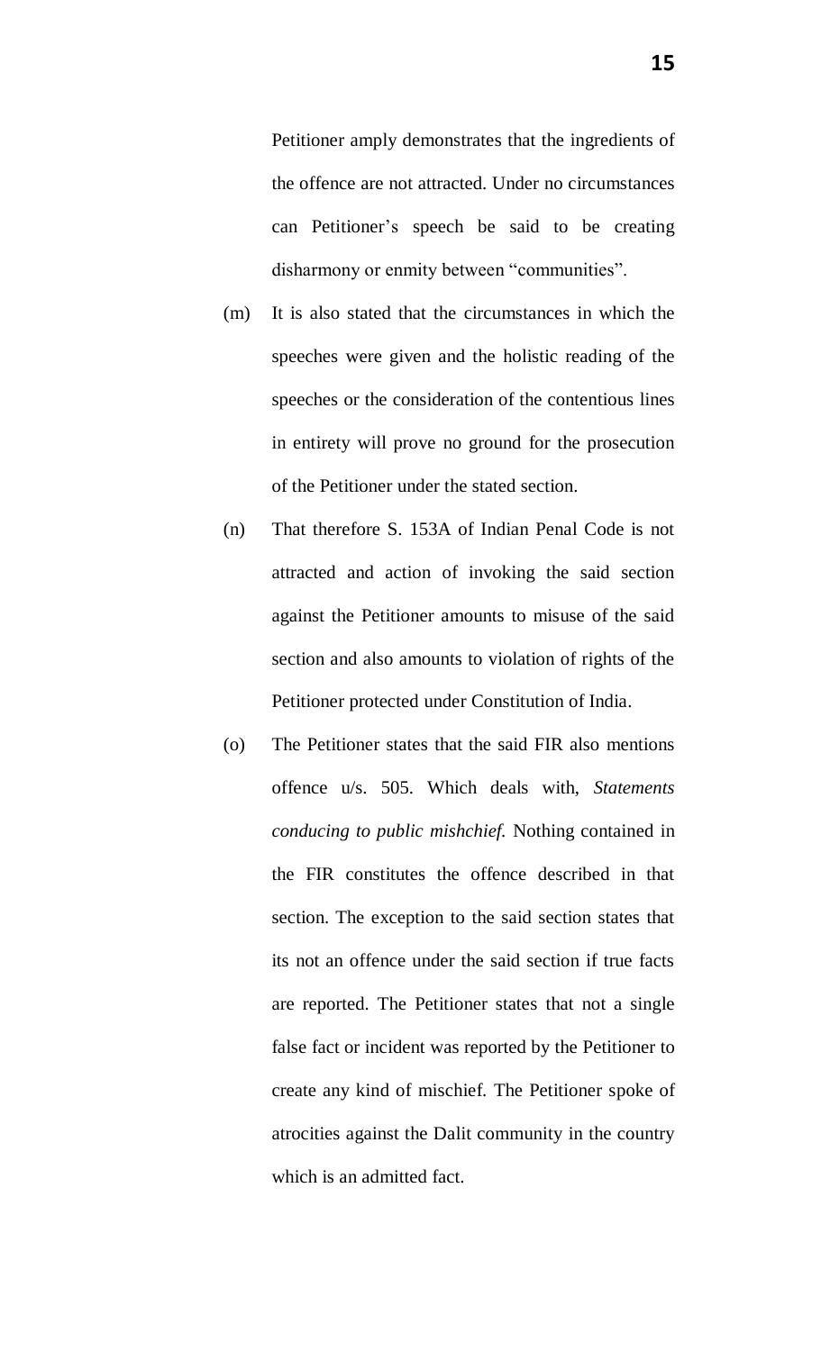Petitioner amply demonstrates that the ingredients of the offence are not attracted. Under no circumstances can Petitioner's speech be said to be creating disharmony or enmity between "communities".

(m) It is also stated that the circumstances in which the speeches were given and the holistic reading of the speeches or the consideration of the contentious lines in entirety will prove no ground for the prosecution of the Petitioner under the stated section.

(n) That therefore S. 153A of Indian Penal Code is not attracted and action of invoking the said section against the Petitioner amounts to misuse of the said section and also amounts to violation of rights of the Petitioner protected under Constitution of India.

(o) The Petitioner states that the said FIR also mentions offence u/s. 505. Which deals with, *Statements conducing to public mishchief.* Nothing contained in the FIR constitutes the offence described in that section. The exception to the said section states that its not an offence under the said section if true facts are reported. The Petitioner states that not a single false fact or incident was reported by the Petitioner to create any kind of mischief. The Petitioner spoke of atrocities against the Dalit community in the country which is an admitted fact.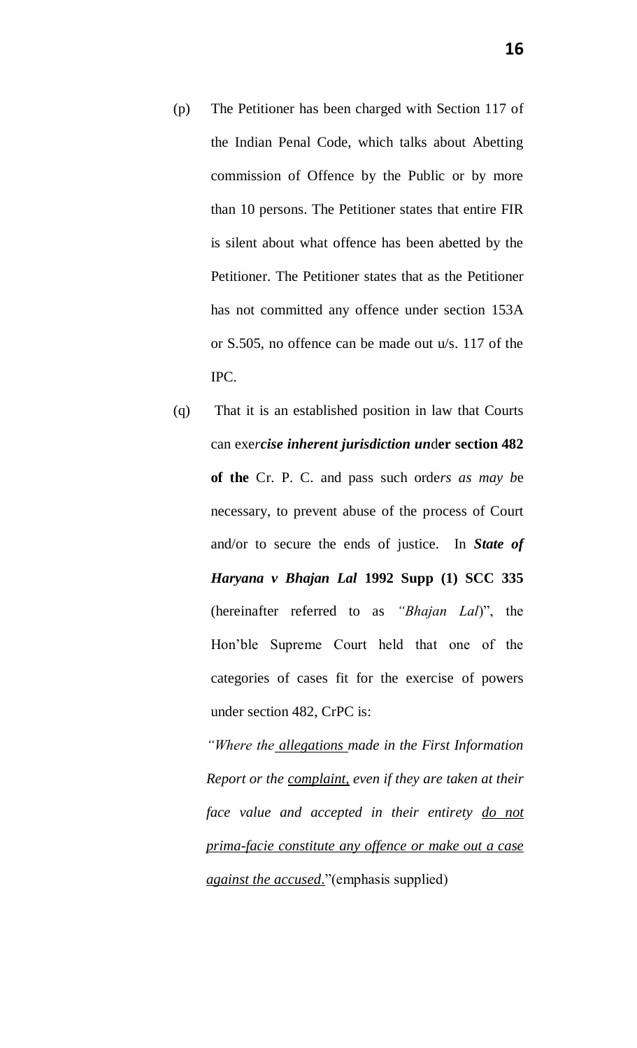(p) The Petitioner has been charged with Section 117 of the Indian Penal Code, which talks about Abetting commission of Offence by the Public or by more than 10 persons. The Petitioner states that entire FIR is silent about what offence has been abetted by the Petitioner. The Petitioner states that as the Petitioner has not committed any offence under section 153A or S.505, no offence can be made out u/s. 117 of the IPC.

(q) That it is an established position in law that Courts can exer*cise inherent jurisdiction un*d**er section 482 of the** Cr. P. C. and pass such order*s as may b*e necessary, to prevent abuse of the process of Court and/or to secure the ends of justice. In ***State of Haryana v Bhajan Lal*** **1992 Supp (1) SCC 335** (hereinafter referred to as *"Bhajan Lal*)", the Hon'ble Supreme Court held that one of the categories of cases fit for the exercise of powers under section 482, CrPC is:

*"Where the allegations made in the First Information Report or the complaint, even if they are taken at their face value and accepted in their entirety do not prima-facie constitute any offence or make out a case against the accused.*"(emphasis supplied)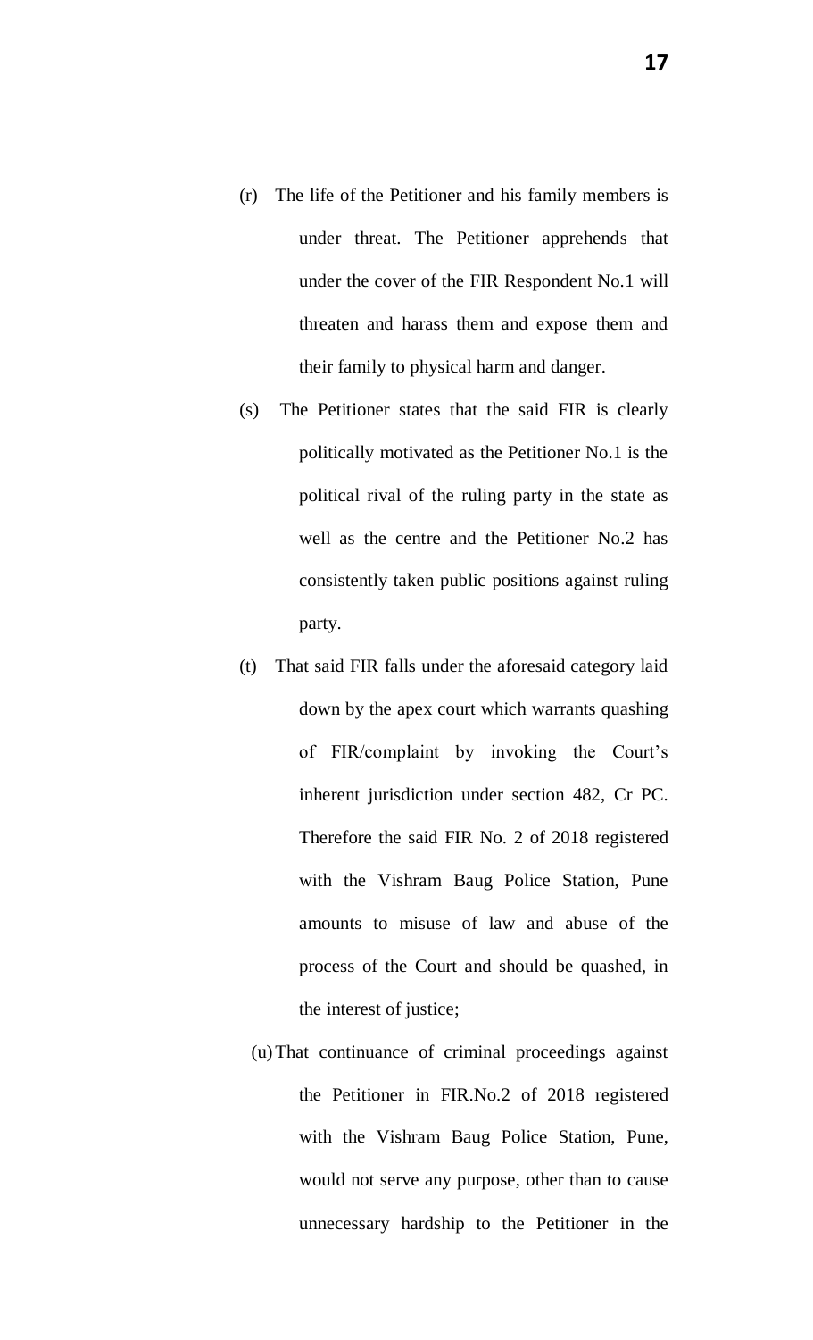(r) The life of the Petitioner and his family members is under threat. The Petitioner apprehends that under the cover of the FIR Respondent No.1 will threaten and harass them and expose them and their family to physical harm and danger.

(s) The Petitioner states that the said FIR is clearly politically motivated as the Petitioner No.1 is the political rival of the ruling party in the state as well as the centre and the Petitioner No.2 has consistently taken public positions against ruling party.

(t) That said FIR falls under the aforesaid category laid down by the apex court which warrants quashing of FIR/complaint by invoking the Court's inherent jurisdiction under section 482, Cr PC. Therefore the said FIR No. 2 of 2018 registered with the Vishram Baug Police Station, Pune amounts to misuse of law and abuse of the process of the Court and should be quashed, in the interest of justice;

(u) That continuance of criminal proceedings against the Petitioner in FIR.No.2 of 2018 registered with the Vishram Baug Police Station, Pune, would not serve any purpose, other than to cause unnecessary hardship to the Petitioner in the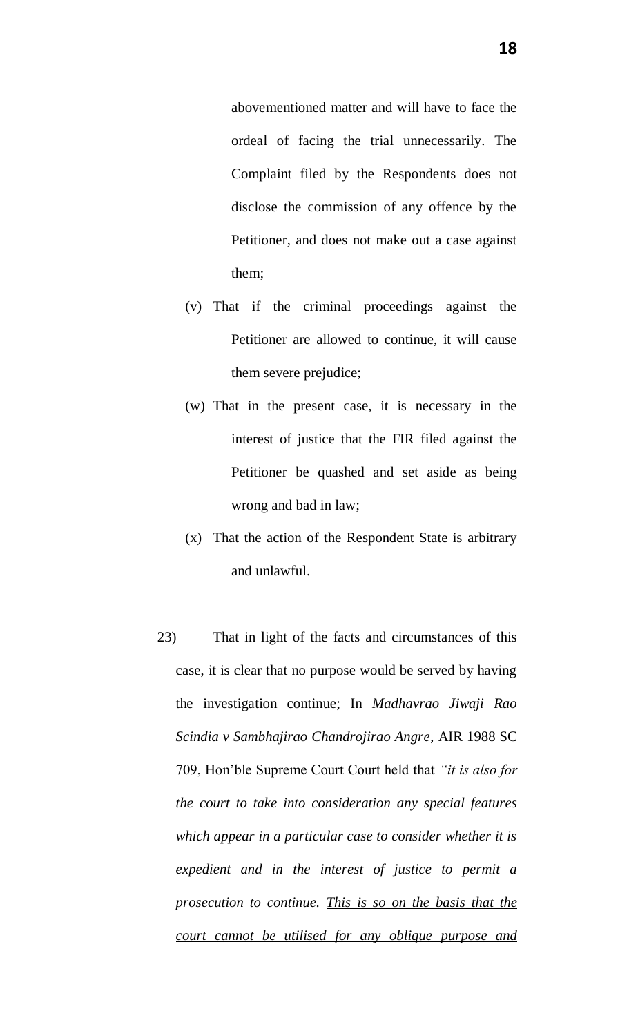abovementioned matter and will have to face the ordeal of facing the trial unnecessarily. The Complaint filed by the Respondents does not disclose the commission of any offence by the Petitioner, and does not make out a case against them;

(v) That if the criminal proceedings against the Petitioner are allowed to continue, it will cause them severe prejudice;

(w) That in the present case, it is necessary in the interest of justice that the FIR filed against the Petitioner be quashed and set aside as being wrong and bad in law;

(x) That the action of the Respondent State is arbitrary and unlawful.

23) That in light of the facts and circumstances of this case, it is clear that no purpose would be served by having the investigation continue; In *Madhavrao Jiwaji Rao Scindia v Sambhajirao Chandrojirao Angre*, AIR 1988 SC 709, Hon'ble Supreme Court Court held that *"it is also for the court to take into consideration any <u>special features</u> which appear in a particular case to consider whether it is expedient and in the interest of justice to permit a prosecution to continue. <u>This is so on the basis that the court cannot be utilised for any oblique purpose and</u>*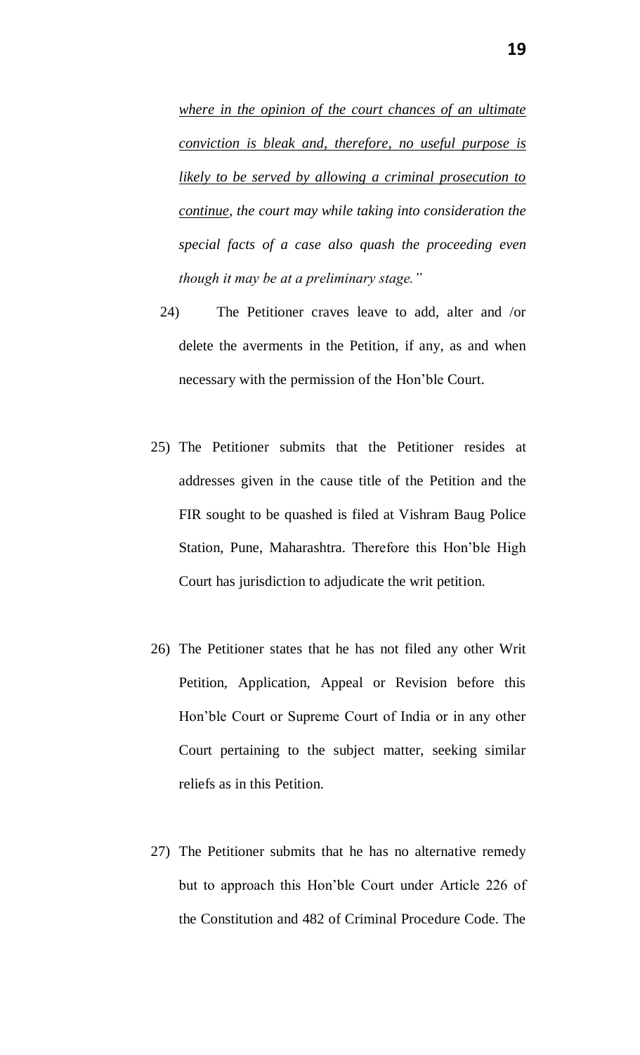*where in the opinion of the court chances of an ultimate conviction is bleak and, therefore, no useful purpose is likely to be served by allowing a criminal prosecution to continue, the court may while taking into consideration the special facts of a case also quash the proceeding even though it may be at a preliminary stage."*

24) The Petitioner craves leave to add, alter and /or delete the averments in the Petition, if any, as and when necessary with the permission of the Hon'ble Court.

25) The Petitioner submits that the Petitioner resides at addresses given in the cause title of the Petition and the FIR sought to be quashed is filed at Vishram Baug Police Station, Pune, Maharashtra. Therefore this Hon'ble High Court has jurisdiction to adjudicate the writ petition.

26) The Petitioner states that he has not filed any other Writ Petition, Application, Appeal or Revision before this Hon'ble Court or Supreme Court of India or in any other Court pertaining to the subject matter, seeking similar reliefs as in this Petition.

27) The Petitioner submits that he has no alternative remedy but to approach this Hon'ble Court under Article 226 of the Constitution and 482 of Criminal Procedure Code. The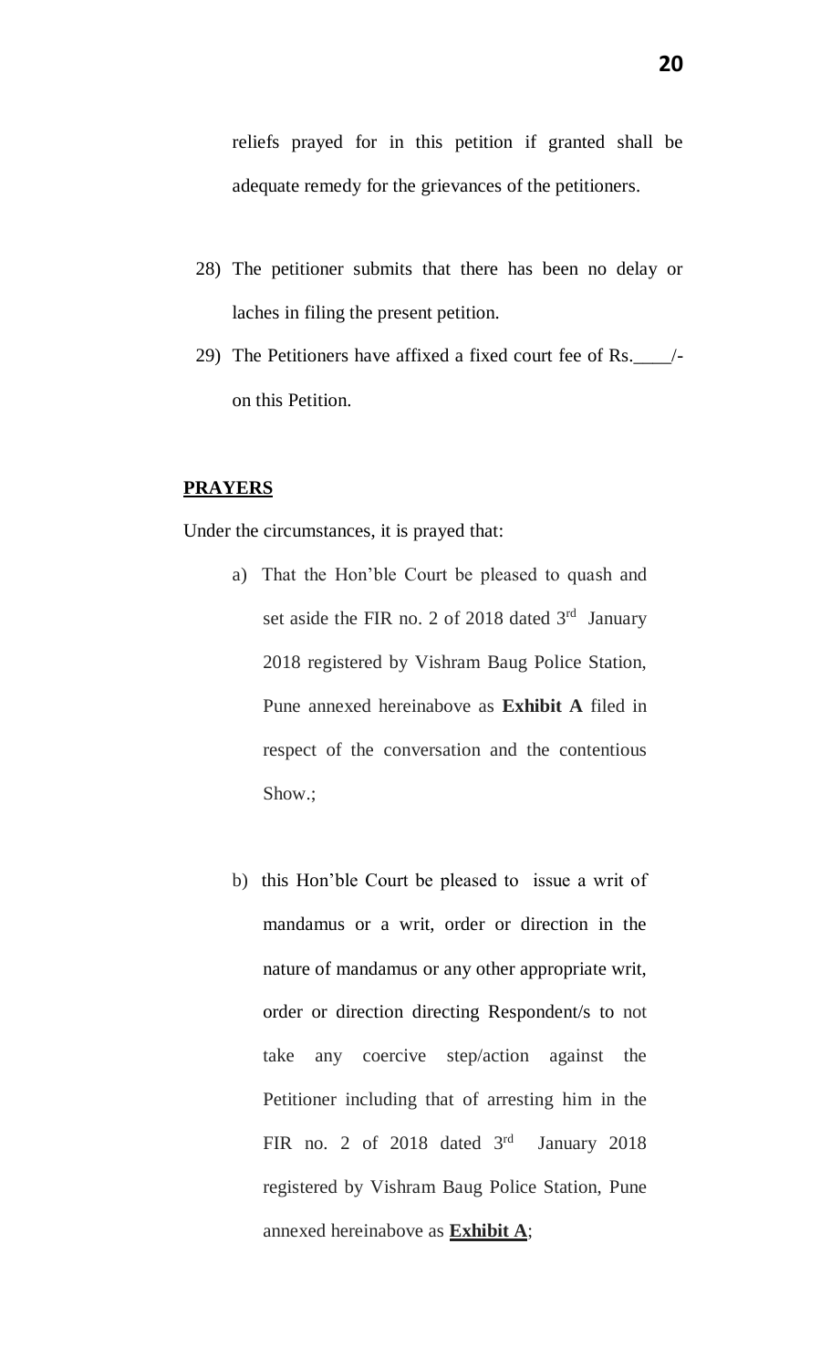reliefs prayed for in this petition if granted shall be adequate remedy for the grievances of the petitioners.

28) The petitioner submits that there has been no delay or laches in filing the present petition.

29) The Petitioners have affixed a fixed court fee of Rs.____/- on this Petition.

**PRAYERS**

Under the circumstances, it is prayed that:

a) That the Hon'ble Court be pleased to quash and set aside the FIR no. 2 of 2018 dated 3rd January 2018 registered by Vishram Baug Police Station, Pune annexed hereinabove as **Exhibit A** filed in respect of the conversation and the contentious Show.;

b) this Hon'ble Court be pleased to issue a writ of mandamus or a writ, order or direction in the nature of mandamus or any other appropriate writ, order or direction directing Respondent/s to not take any coercive step/action against the Petitioner including that of arresting him in the FIR no. 2 of 2018 dated 3rd January 2018 registered by Vishram Baug Police Station, Pune annexed hereinabove as **Exhibit A**;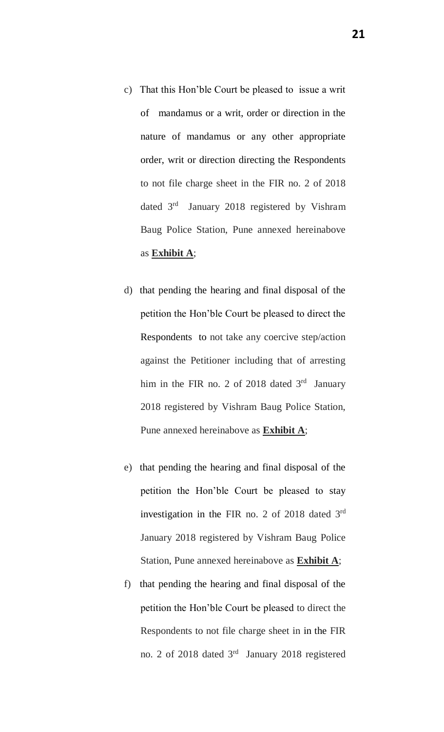c) That this Hon'ble Court be pleased to issue a writ of mandamus or a writ, order or direction in the nature of mandamus or any other appropriate order, writ or direction directing the Respondents to not file charge sheet in the FIR no. 2 of 2018 dated 3rd January 2018 registered by Vishram Baug Police Station, Pune annexed hereinabove as **Exhibit A**;

d) that pending the hearing and final disposal of the petition the Hon'ble Court be pleased to direct the Respondents to not take any coercive step/action against the Petitioner including that of arresting him in the FIR no. 2 of 2018 dated 3rd January 2018 registered by Vishram Baug Police Station, Pune annexed hereinabove as **Exhibit A**;

e) that pending the hearing and final disposal of the petition the Hon'ble Court be pleased to stay investigation in the FIR no. 2 of 2018 dated 3rd January 2018 registered by Vishram Baug Police Station, Pune annexed hereinabove as **Exhibit A**;

f) that pending the hearing and final disposal of the petition the Hon'ble Court be pleased to direct the Respondents to not file charge sheet in in the FIR no. 2 of 2018 dated 3rd January 2018 registered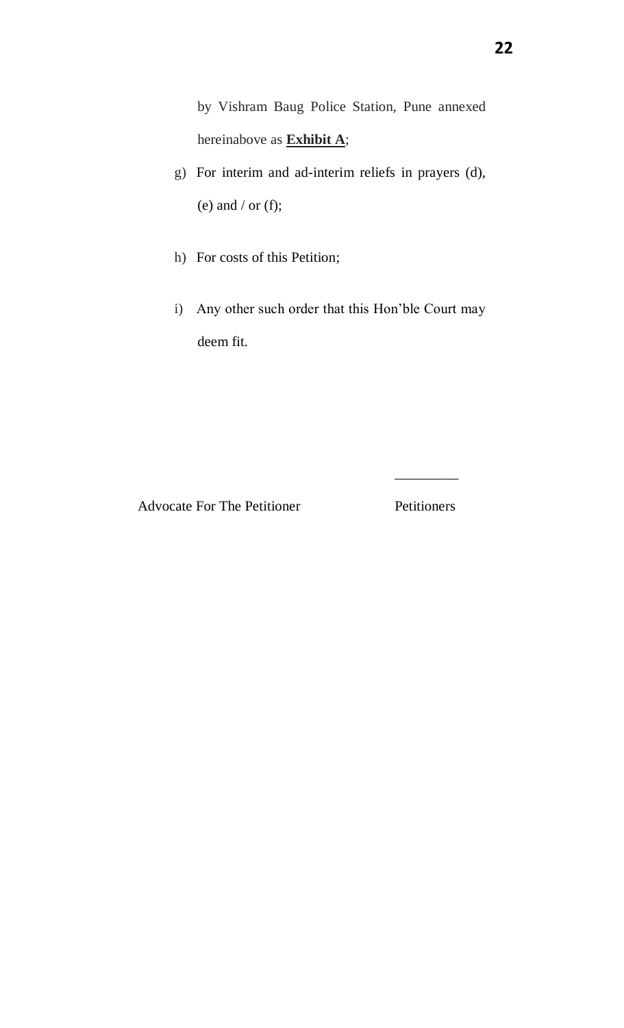by Vishram Baug Police Station, Pune annexed hereinabove as **Exhibit A**;

g) For interim and ad-interim reliefs in prayers (d), (e) and / or (f);

h) For costs of this Petition;

i) Any other such order that this Hon'ble Court may deem fit.

Advocate For The Petitioner　　　　　　　　Petitioners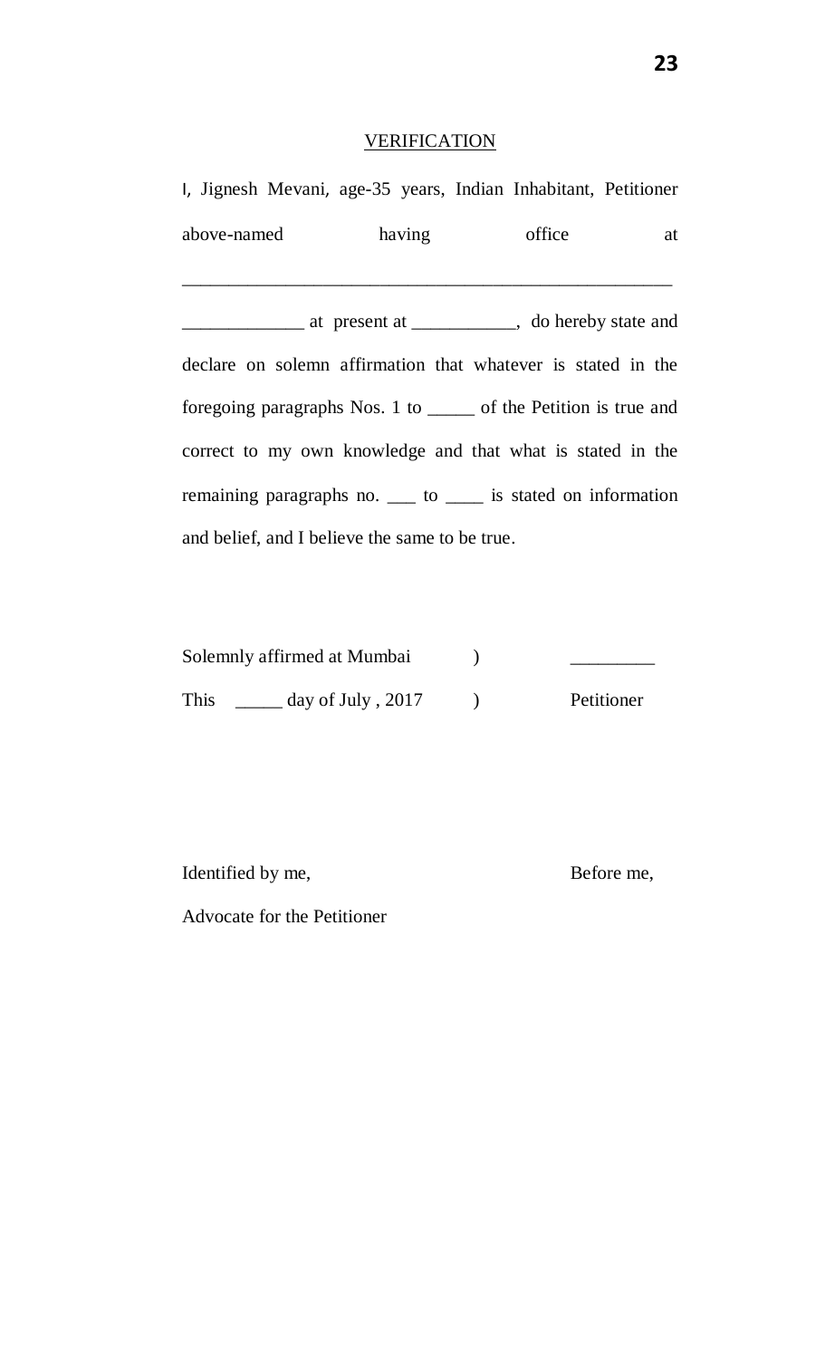<u>VERIFICATION</u>

I, Jignesh Mevani, age-35 years, Indian Inhabitant, Petitioner above-named having office at

_____________________________________________________

_____________ at present at ___________, do hereby state and declare on solemn affirmation that whatever is stated in the foregoing paragraphs Nos. 1 to _____ of the Petition is true and correct to my own knowledge and that what is stated in the remaining paragraphs no. ___ to ____ is stated on information and belief, and I believe the same to be true.

| | | |
|---|---|---|
| Solemnly affirmed at Mumbai | ) | _________ |
| This _____ day of July , 2017 | ) | Petitioner |

Identified by me, Before me,

Advocate for the Petitioner